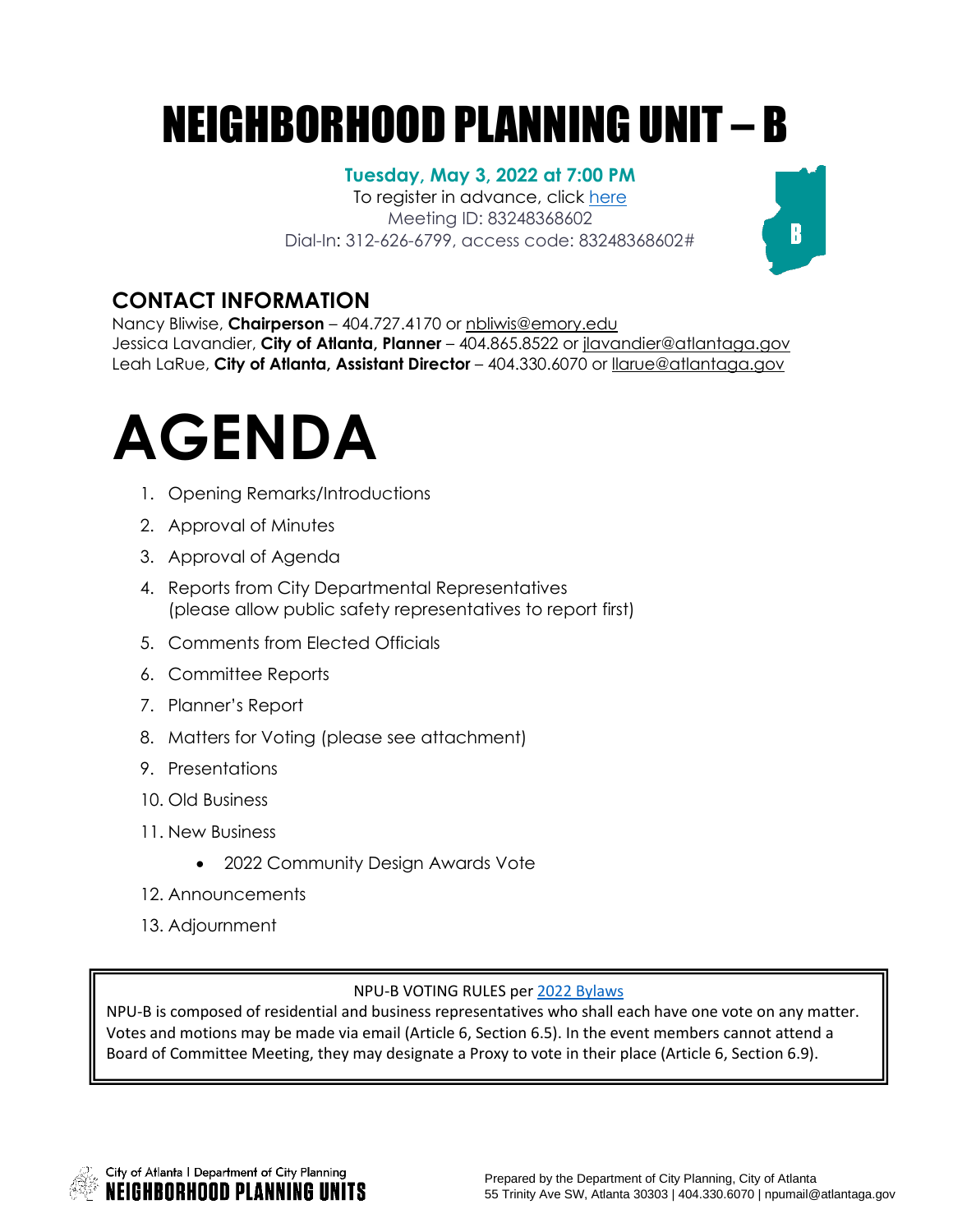# NEIGHBORHOOD PLANNING UNIT – B

**Tuesday, May 3, 2022 at 7:00 PM**

To register in advance, click here
Meeting ID: 83248368602
Dial-In: 312-626-6799, access code: 83248368602#

## CONTACT INFORMATION

Nancy Bliwise, **Chairperson** – 404.727.4170 or nbliwis@emory.edu
Jessica Lavandier, **City of Atlanta, Planner** – 404.865.8522 or jlavandier@atlantaga.gov
Leah LaRue, **City of Atlanta, Assistant Director** – 404.330.6070 or llarue@atlantaga.gov

# AGENDA

1. Opening Remarks/Introductions
2. Approval of Minutes
3. Approval of Agenda
4. Reports from City Departmental Representatives (please allow public safety representatives to report first)
5. Comments from Elected Officials
6. Committee Reports
7. Planner's Report
8. Matters for Voting (please see attachment)
9. Presentations
10. Old Business
11. New Business
    - 2022 Community Design Awards Vote
12. Announcements
13. Adjournment

NPU-B VOTING RULES per 2022 Bylaws

NPU-B is composed of residential and business representatives who shall each have one vote on any matter. Votes and motions may be made via email (Article 6, Section 6.5). In the event members cannot attend a Board of Committee Meeting, they may designate a Proxy to vote in their place (Article 6, Section 6.9).

City of Atlanta | Department of City Planning
NEIGHBORHOOD PLANNING UNITS

Prepared by the Department of City Planning, City of Atlanta
55 Trinity Ave SW, Atlanta 30303 | 404.330.6070 | npumail@atlantaga.gov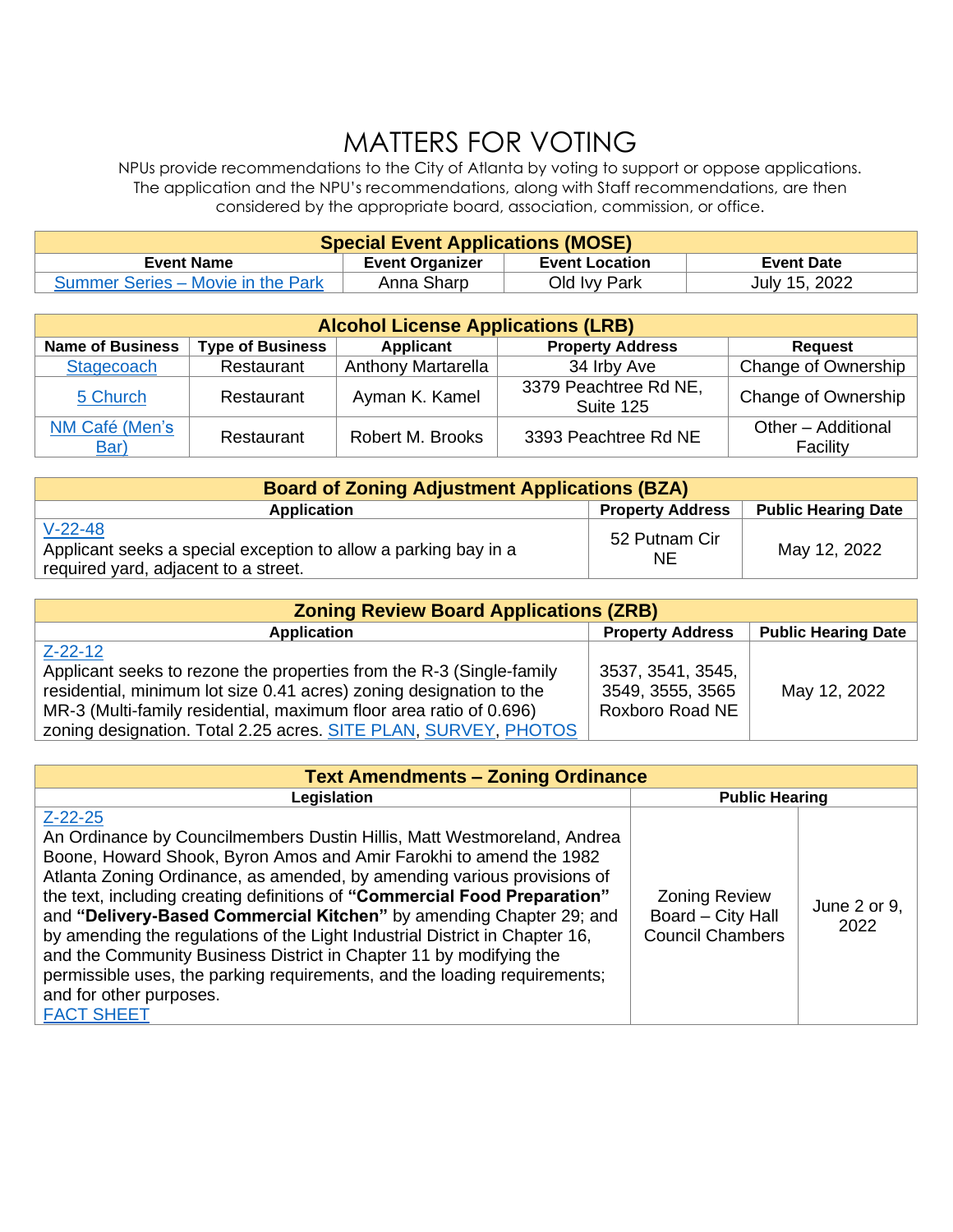# MATTERS FOR VOTING

NPUs provide recommendations to the City of Atlanta by voting to support or oppose applications. The application and the NPU's recommendations, along with Staff recommendations, are then considered by the appropriate board, association, commission, or office.

| Special Event Applications (MOSE) | | | |
|---|---|---|---|
| **Event Name** | **Event Organizer** | **Event Location** | **Event Date** |
| Summer Series – Movie in the Park | Anna Sharp | Old Ivy Park | July 15, 2022 |

| Alcohol License Applications (LRB) | | | | |
|---|---|---|---|---|
| **Name of Business** | **Type of Business** | **Applicant** | **Property Address** | **Request** |
| Stagecoach | Restaurant | Anthony Martarella | 34 Irby Ave | Change of Ownership |
| 5 Church | Restaurant | Ayman K. Kamel | 3379 Peachtree Rd NE, Suite 125 | Change of Ownership |
| NM Café (Men's Bar) | Restaurant | Robert M. Brooks | 3393 Peachtree Rd NE | Other – Additional Facility |

| Board of Zoning Adjustment Applications (BZA) | | |
|---|---|---|
| **Application** | **Property Address** | **Public Hearing Date** |
| V-22-48<br>Applicant seeks a special exception to allow a parking bay in a required yard, adjacent to a street. | 52 Putnam Cir NE | May 12, 2022 |

| Zoning Review Board Applications (ZRB) | | |
|---|---|---|
| **Application** | **Property Address** | **Public Hearing Date** |
| Z-22-12<br>Applicant seeks to rezone the properties from the R-3 (Single-family residential, minimum lot size 0.41 acres) zoning designation to the MR-3 (Multi-family residential, maximum floor area ratio of 0.696) zoning designation. Total 2.25 acres. SITE PLAN, SURVEY, PHOTOS | 3537, 3541, 3545, 3549, 3555, 3565 Roxboro Road NE | May 12, 2022 |

| Text Amendments – Zoning Ordinance | | |
|---|---|---|
| **Legislation** | **Public Hearing** | |
| Z-22-25<br>An Ordinance by Councilmembers Dustin Hillis, Matt Westmoreland, Andrea Boone, Howard Shook, Byron Amos and Amir Farokhi to amend the 1982 Atlanta Zoning Ordinance, as amended, by amending various provisions of the text, including creating definitions of **"Commercial Food Preparation"** and **"Delivery-Based Commercial Kitchen"** by amending Chapter 29; and by amending the regulations of the Light Industrial District in Chapter 16, and the Community Business District in Chapter 11 by modifying the permissible uses, the parking requirements, and the loading requirements; and for other purposes.<br>FACT SHEET | Zoning Review Board – City Hall Council Chambers | June 2 or 9, 2022 |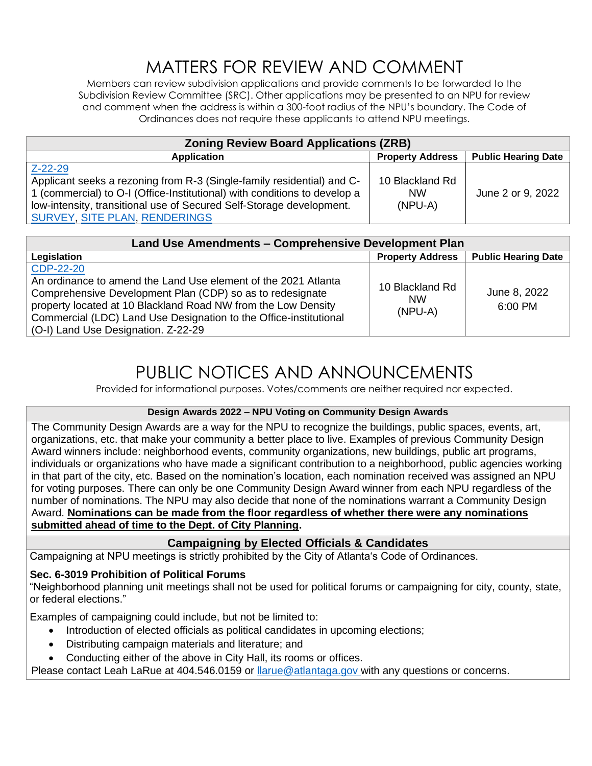# MATTERS FOR REVIEW AND COMMENT

Members can review subdivision applications and provide comments to be forwarded to the Subdivision Review Committee (SRC). Other applications may be presented to an NPU for review and comment when the address is within a 300-foot radius of the NPU's boundary. The Code of Ordinances does not require these applicants to attend NPU meetings.

| Zoning Review Board Applications (ZRB) | | |
|---|---|---|
| **Application** | **Property Address** | **Public Hearing Date** |
| Z-22-29<br>Applicant seeks a rezoning from R-3 (Single-family residential) and C-1 (commercial) to O-I (Office-Institutional) with conditions to develop a low-intensity, transitional use of Secured Self-Storage development.<br>SURVEY, SITE PLAN, RENDERINGS | 10 Blackland Rd NW (NPU-A) | June 2 or 9, 2022 |

| Land Use Amendments – Comprehensive Development Plan | | |
|---|---|---|
| **Legislation** | **Property Address** | **Public Hearing Date** |
| CDP-22-20<br>An ordinance to amend the Land Use element of the 2021 Atlanta Comprehensive Development Plan (CDP) so as to redesignate property located at 10 Blackland Road NW from the Low Density Commercial (LDC) Land Use Designation to the Office-institutional (O-I) Land Use Designation. Z-22-29 | 10 Blackland Rd NW (NPU-A) | June 8, 2022 6:00 PM |

# PUBLIC NOTICES AND ANNOUNCEMENTS

Provided for informational purposes. Votes/comments are neither required nor expected.

### Design Awards 2022 – NPU Voting on Community Design Awards

The Community Design Awards are a way for the NPU to recognize the buildings, public spaces, events, art, organizations, etc. that make your community a better place to live. Examples of previous Community Design Award winners include: neighborhood events, community organizations, new buildings, public art programs, individuals or organizations who have made a significant contribution to a neighborhood, public agencies working in that part of the city, etc. Based on the nomination's location, each nomination received was assigned an NPU for voting purposes. There can only be one Community Design Award winner from each NPU regardless of the number of nominations. The NPU may also decide that none of the nominations warrant a Community Design Award. **Nominations can be made from the floor regardless of whether there were any nominations submitted ahead of time to the Dept. of City Planning.**

### Campaigning by Elected Officials & Candidates

Campaigning at NPU meetings is strictly prohibited by the City of Atlanta's Code of Ordinances.

**Sec. 6-3019 Prohibition of Political Forums**

"Neighborhood planning unit meetings shall not be used for political forums or campaigning for city, county, state, or federal elections."

Examples of campaigning could include, but not be limited to:

- Introduction of elected officials as political candidates in upcoming elections;
- Distributing campaign materials and literature; and
- Conducting either of the above in City Hall, its rooms or offices.

Please contact Leah LaRue at 404.546.0159 or llarue@atlantaga.gov with any questions or concerns.